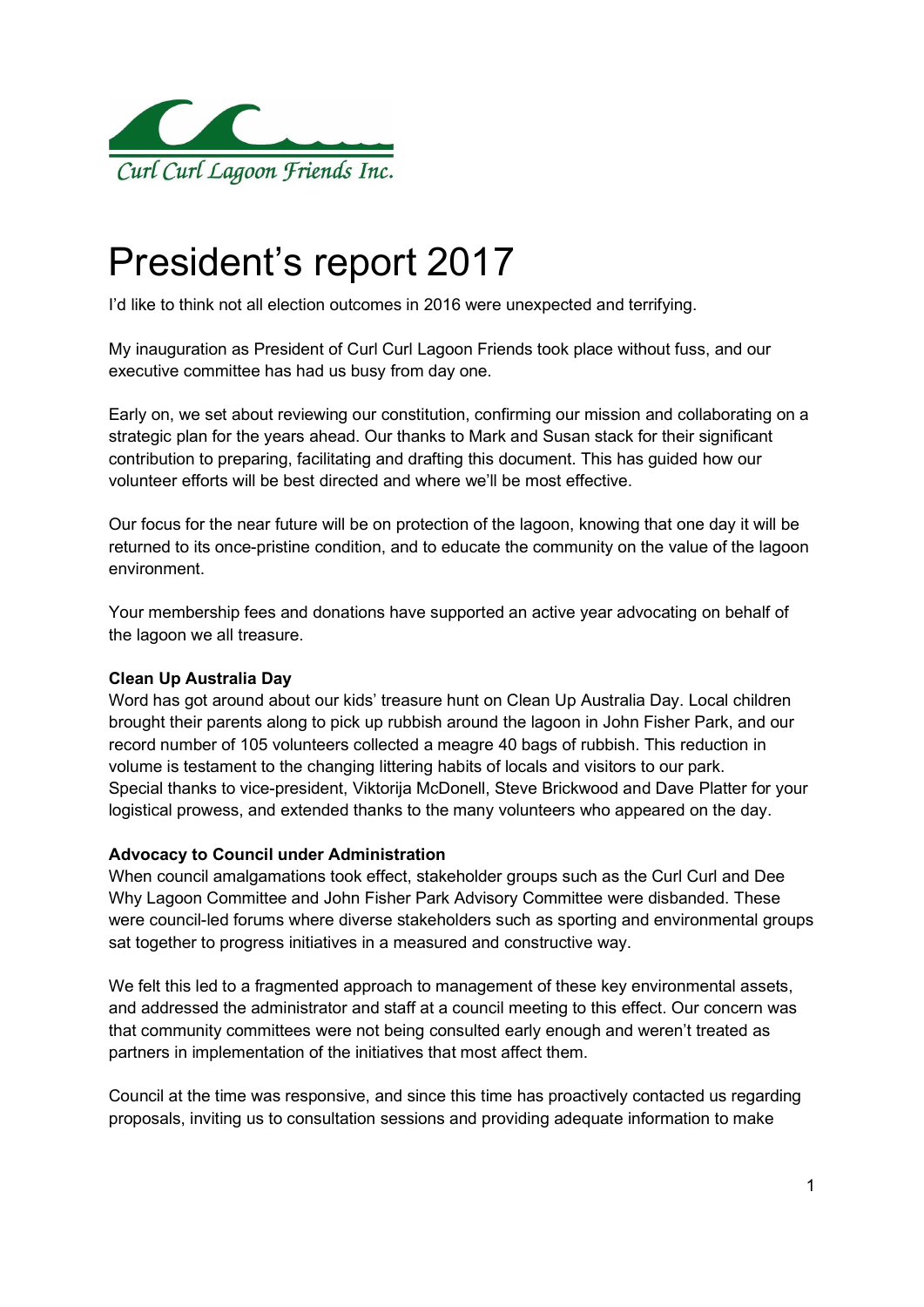Curl Curl Lagoon Friends Inc.

# President's report 2017

I'd like to think not all election outcomes in 2016 were unexpected and terrifying.

My inauguration as President of Curl Curl Lagoon Friends took place without fuss, and our executive committee has had us busy from day one.

Early on, we set about reviewing our constitution, confirming our mission and collaborating on a strategic plan for the years ahead. Our thanks to Mark and Susan stack for their significant contribution to preparing, facilitating and drafting this document. This has guided how our volunteer efforts will be best directed and where we'll be most effective.

Our focus for the near future will be on protection of the lagoon, knowing that one day it will be returned to its once-pristine condition, and to educate the community on the value of the lagoon environment.

Your membership fees and donations have supported an active year advocating on behalf of the lagoon we all treasure.

**Clean Up Australia Day**

Word has got around about our kids' treasure hunt on Clean Up Australia Day. Local children brought their parents along to pick up rubbish around the lagoon in John Fisher Park, and our record number of 105 volunteers collected a meagre 40 bags of rubbish. This reduction in volume is testament to the changing littering habits of locals and visitors to our park. Special thanks to vice-president, Viktorija McDonell, Steve Brickwood and Dave Platter for your logistical prowess, and extended thanks to the many volunteers who appeared on the day.

**Advocacy to Council under Administration**

When council amalgamations took effect, stakeholder groups such as the Curl Curl and Dee Why Lagoon Committee and John Fisher Park Advisory Committee were disbanded. These were council-led forums where diverse stakeholders such as sporting and environmental groups sat together to progress initiatives in a measured and constructive way.

We felt this led to a fragmented approach to management of these key environmental assets, and addressed the administrator and staff at a council meeting to this effect. Our concern was that community committees were not being consulted early enough and weren't treated as partners in implementation of the initiatives that most affect them.

Council at the time was responsive, and since this time has proactively contacted us regarding proposals, inviting us to consultation sessions and providing adequate information to make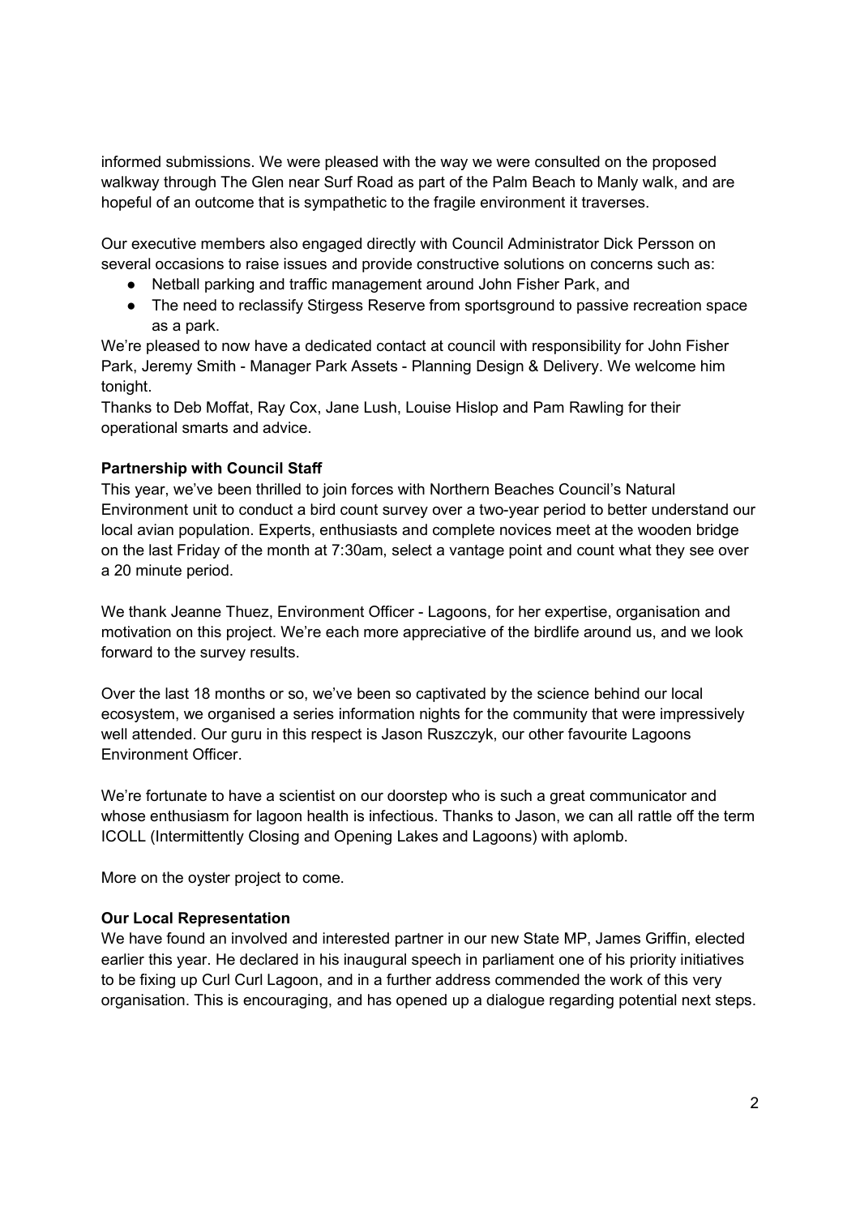informed submissions. We were pleased with the way we were consulted on the proposed walkway through The Glen near Surf Road as part of the Palm Beach to Manly walk, and are hopeful of an outcome that is sympathetic to the fragile environment it traverses.

Our executive members also engaged directly with Council Administrator Dick Persson on several occasions to raise issues and provide constructive solutions on concerns such as:

- Netball parking and traffic management around John Fisher Park, and
- The need to reclassify Stirgess Reserve from sportsground to passive recreation space as a park.

We're pleased to now have a dedicated contact at council with responsibility for John Fisher Park, Jeremy Smith - Manager Park Assets - Planning Design & Delivery. We welcome him tonight.
Thanks to Deb Moffat, Ray Cox, Jane Lush, Louise Hislop and Pam Rawling for their operational smarts and advice.

**Partnership with Council Staff**

This year, we've been thrilled to join forces with Northern Beaches Council's Natural Environment unit to conduct a bird count survey over a two-year period to better understand our local avian population. Experts, enthusiasts and complete novices meet at the wooden bridge on the last Friday of the month at 7:30am, select a vantage point and count what they see over a 20 minute period.

We thank Jeanne Thuez, Environment Officer - Lagoons, for her expertise, organisation and motivation on this project. We're each more appreciative of the birdlife around us, and we look forward to the survey results.

Over the last 18 months or so, we've been so captivated by the science behind our local ecosystem, we organised a series information nights for the community that were impressively well attended. Our guru in this respect is Jason Ruszczyk, our other favourite Lagoons Environment Officer.

We're fortunate to have a scientist on our doorstep who is such a great communicator and whose enthusiasm for lagoon health is infectious. Thanks to Jason, we can all rattle off the term ICOLL (Intermittently Closing and Opening Lakes and Lagoons) with aplomb.

More on the oyster project to come.

**Our Local Representation**

We have found an involved and interested partner in our new State MP, James Griffin, elected earlier this year. He declared in his inaugural speech in parliament one of his priority initiatives to be fixing up Curl Curl Lagoon, and in a further address commended the work of this very organisation. This is encouraging, and has opened up a dialogue regarding potential next steps.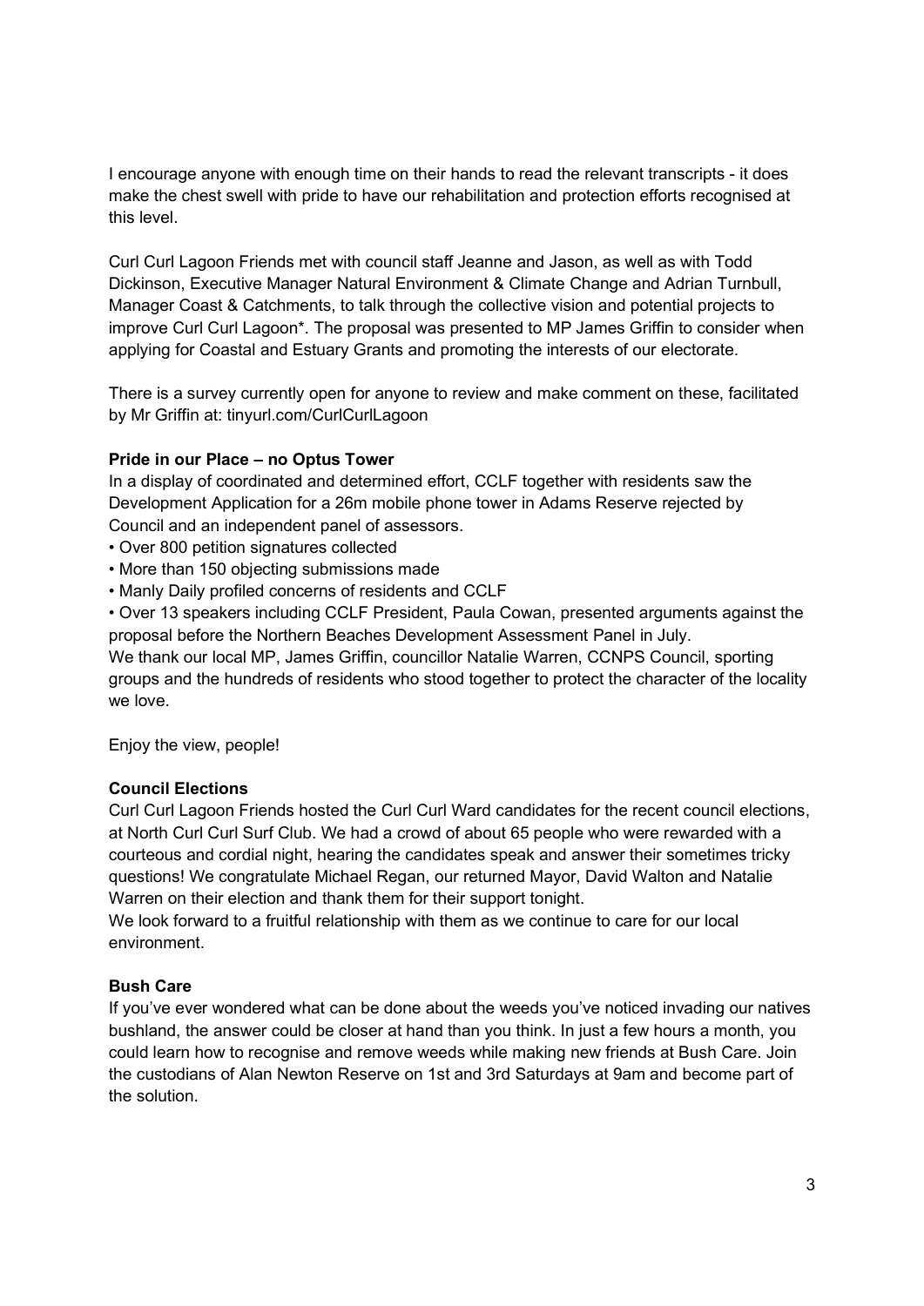I encourage anyone with enough time on their hands to read the relevant transcripts - it does make the chest swell with pride to have our rehabilitation and protection efforts recognised at this level.

Curl Curl Lagoon Friends met with council staff Jeanne and Jason, as well as with Todd Dickinson, Executive Manager Natural Environment & Climate Change and Adrian Turnbull, Manager Coast & Catchments, to talk through the collective vision and potential projects to improve Curl Curl Lagoon*. The proposal was presented to MP James Griffin to consider when applying for Coastal and Estuary Grants and promoting the interests of our electorate.

There is a survey currently open for anyone to review and make comment on these, facilitated by Mr Griffin at: tinyurl.com/CurlCurlLagoon

**Pride in our Place – no Optus Tower**

In a display of coordinated and determined effort, CCLF together with residents saw the Development Application for a 26m mobile phone tower in Adams Reserve rejected by Council and an independent panel of assessors.

- Over 800 petition signatures collected
- More than 150 objecting submissions made
- Manly Daily profiled concerns of residents and CCLF
- Over 13 speakers including CCLF President, Paula Cowan, presented arguments against the proposal before the Northern Beaches Development Assessment Panel in July.

We thank our local MP, James Griffin, councillor Natalie Warren, CCNPS Council, sporting groups and the hundreds of residents who stood together to protect the character of the locality we love.

Enjoy the view, people!

**Council Elections**

Curl Curl Lagoon Friends hosted the Curl Curl Ward candidates for the recent council elections, at North Curl Curl Surf Club. We had a crowd of about 65 people who were rewarded with a courteous and cordial night, hearing the candidates speak and answer their sometimes tricky questions! We congratulate Michael Regan, our returned Mayor, David Walton and Natalie Warren on their election and thank them for their support tonight.

We look forward to a fruitful relationship with them as we continue to care for our local environment.

**Bush Care**

If you've ever wondered what can be done about the weeds you've noticed invading our natives bushland, the answer could be closer at hand than you think. In just a few hours a month, you could learn how to recognise and remove weeds while making new friends at Bush Care. Join the custodians of Alan Newton Reserve on 1st and 3rd Saturdays at 9am and become part of the solution.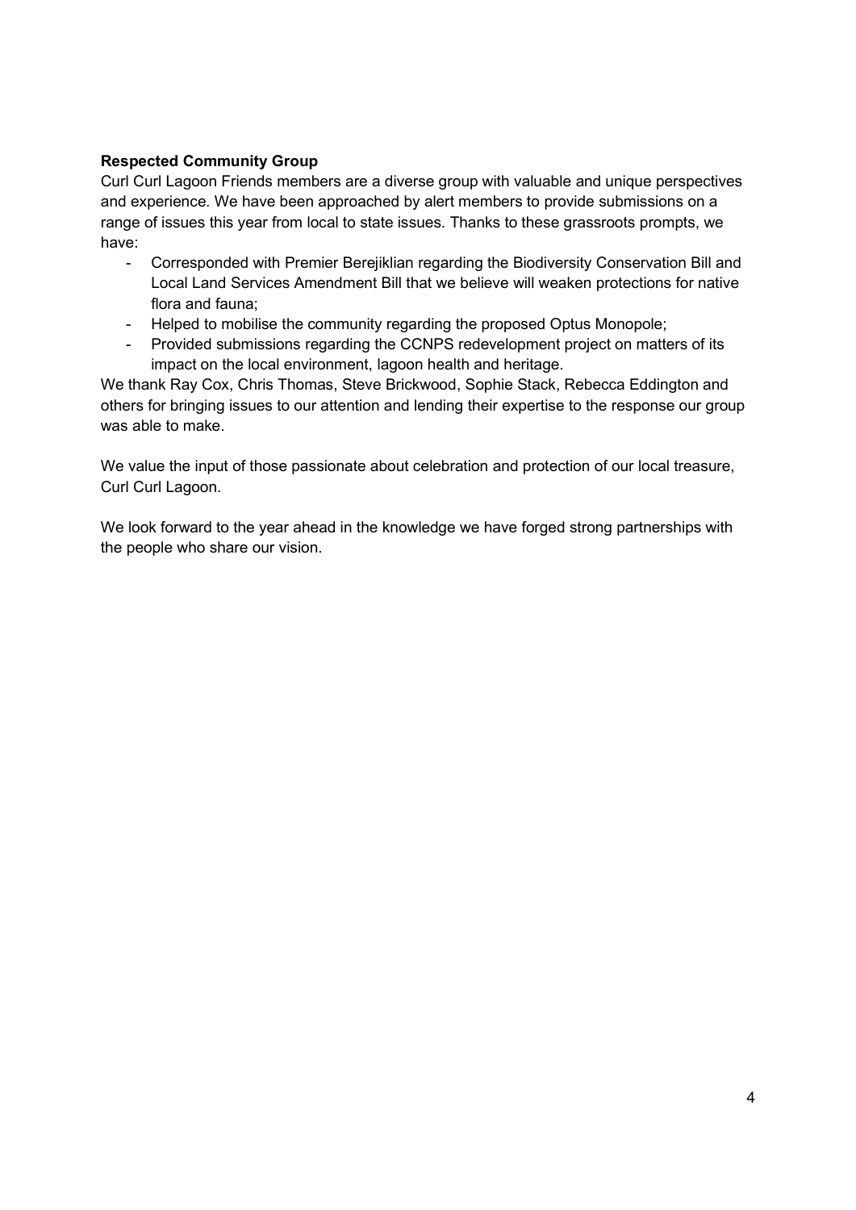**Respected Community Group**

Curl Curl Lagoon Friends members are a diverse group with valuable and unique perspectives and experience. We have been approached by alert members to provide submissions on a range of issues this year from local to state issues. Thanks to these grassroots prompts, we have:

- Corresponded with Premier Berejiklian regarding the Biodiversity Conservation Bill and Local Land Services Amendment Bill that we believe will weaken protections for native flora and fauna;
- Helped to mobilise the community regarding the proposed Optus Monopole;
- Provided submissions regarding the CCNPS redevelopment project on matters of its impact on the local environment, lagoon health and heritage.

We thank Ray Cox, Chris Thomas, Steve Brickwood, Sophie Stack, Rebecca Eddington and others for bringing issues to our attention and lending their expertise to the response our group was able to make.

We value the input of those passionate about celebration and protection of our local treasure, Curl Curl Lagoon.

We look forward to the year ahead in the knowledge we have forged strong partnerships with the people who share our vision.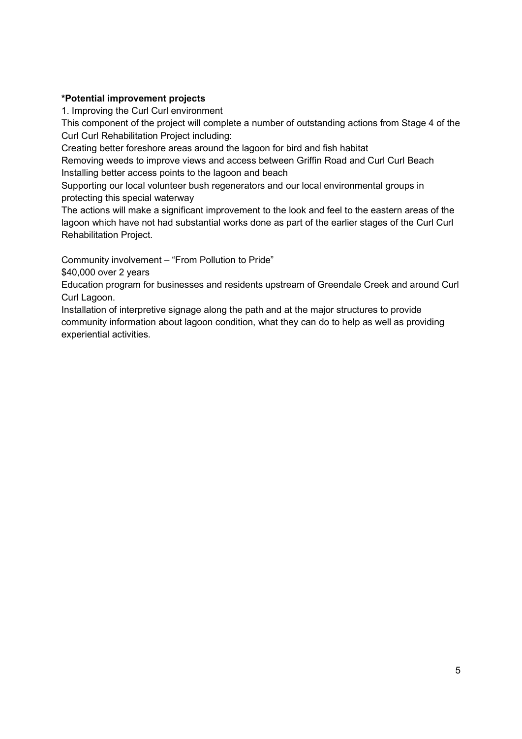**\*Potential improvement projects**

1. Improving the Curl Curl environment

This component of the project will complete a number of outstanding actions from Stage 4 of the Curl Curl Rehabilitation Project including:

Creating better foreshore areas around the lagoon for bird and fish habitat

Removing weeds to improve views and access between Griffin Road and Curl Curl Beach

Installing better access points to the lagoon and beach

Supporting our local volunteer bush regenerators and our local environmental groups in protecting this special waterway

The actions will make a significant improvement to the look and feel to the eastern areas of the lagoon which have not had substantial works done as part of the earlier stages of the Curl Curl Rehabilitation Project.

Community involvement – "From Pollution to Pride"

$40,000 over 2 years

Education program for businesses and residents upstream of Greendale Creek and around Curl Curl Lagoon.

Installation of interpretive signage along the path and at the major structures to provide community information about lagoon condition, what they can do to help as well as providing experiential activities.